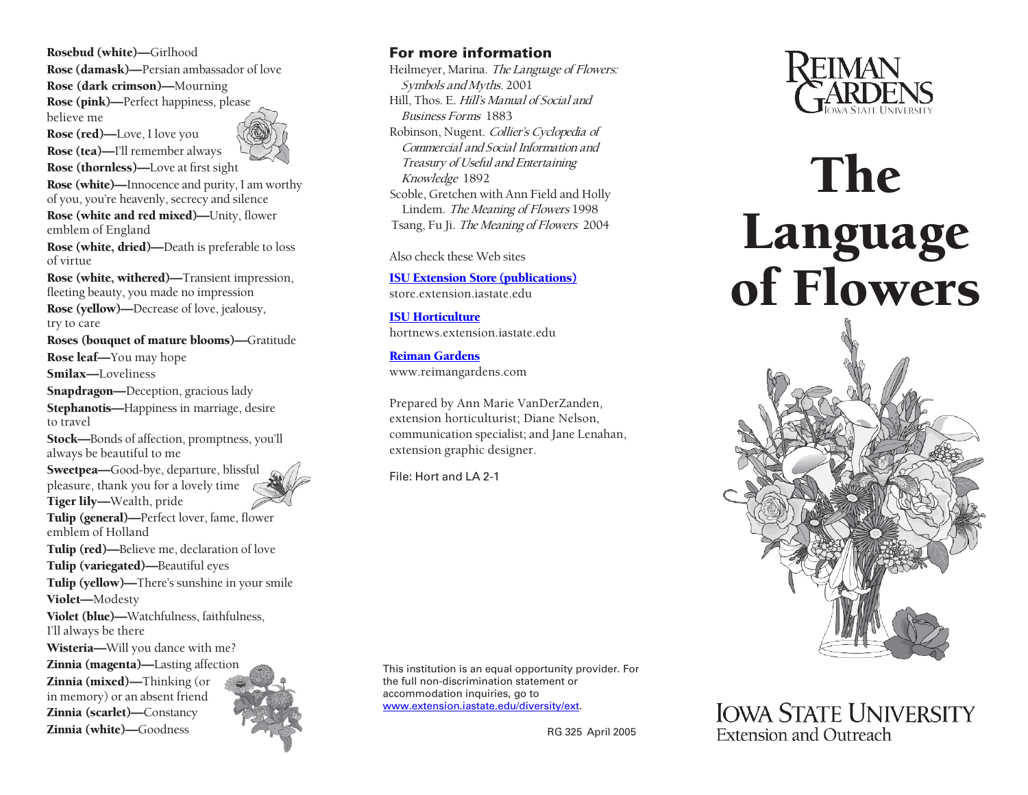**Rosebud (white)—**Girlhood

**Rose (damask)—**Persian ambassador of love

**Rose (dark crimson)—**Mourning

**Rose (pink)—**Perfect happiness, please believe me

**Rose (red)—**Love, I love you

**Rose (tea)—**I'll remember always

**Rose (thornless)—**Love at first sight

**Rose (white)—**Innocence and purity, I am worthy of you, you're heavenly, secrecy and silence

**Rose (white and red mixed)—**Unity, flower emblem of England

**Rose (white, dried)—**Death is preferable to loss of virtue

**Rose (white, withered)—**Transient impression, fleeting beauty, you made no impression

**Rose (yellow)—**Decrease of love, jealousy, try to care

**Roses (bouquet of mature blooms)—**Gratitude

**Rose leaf—**You may hope

**Smilax—**Loveliness

**Snapdragon—**Deception, gracious lady

**Stephanotis—**Happiness in marriage, desire to travel

**Stock—**Bonds of affection, promptness, you'll always be beautiful to me

**Sweetpea—**Good-bye, departure, blissful pleasure, thank you for a lovely time

**Tiger lily—**Wealth, pride

**Tulip (general)—**Perfect lover, fame, flower emblem of Holland

**Tulip (red)—**Believe me, declaration of love

**Tulip (variegated)—**Beautiful eyes

**Tulip (yellow)—**There's sunshine in your smile

**Violet—**Modesty

**Violet (blue)—**Watchfulness, faithfulness, I'll always be there

**Wisteria—**Will you dance with me?

**Zinnia (magenta)—**Lasting affection

**Zinnia (mixed)—**Thinking (or in memory) of an absent friend

**Zinnia (scarlet)—**Constancy

**Zinnia (white)—**Goodness

## For more information

Heilmeyer, Marina. *The Language of Flowers: Symbols and Myths.* 2001

Hill, Thos. E. *Hill's Manual of Social and Business Forms* 1883

Robinson, Nugent. *Collier's Cyclopedia of Commercial and Social Information and Treasury of Useful and Entertaining Knowledge* 1892

Scoble, Gretchen with Ann Field and Holly Lindem. *The Meaning of Flowers* 1998

Tsang, Fu Ji. *The Meaning of Flowers* 2004

Also check these Web sites

**ISU Extension Store (publications)**
store.extension.iastate.edu

**ISU Horticulture**
hortnews.extension.iastate.edu

**Reiman Gardens**
www.reimangardens.com

Prepared by Ann Marie VanDerZanden, extension horticulturist; Diane Nelson, communication specialist; and Jane Lenahan, extension graphic designer.

File: Hort and LA 2-1

This institution is an equal opportunity provider. For the full non-discrimination statement or accommodation inquiries, go to www.extension.iastate.edu/diversity/ext.

RG 325 April 2005

Reiman Gardens
Iowa State University

# The Language of Flowers

Iowa State University
Extension and Outreach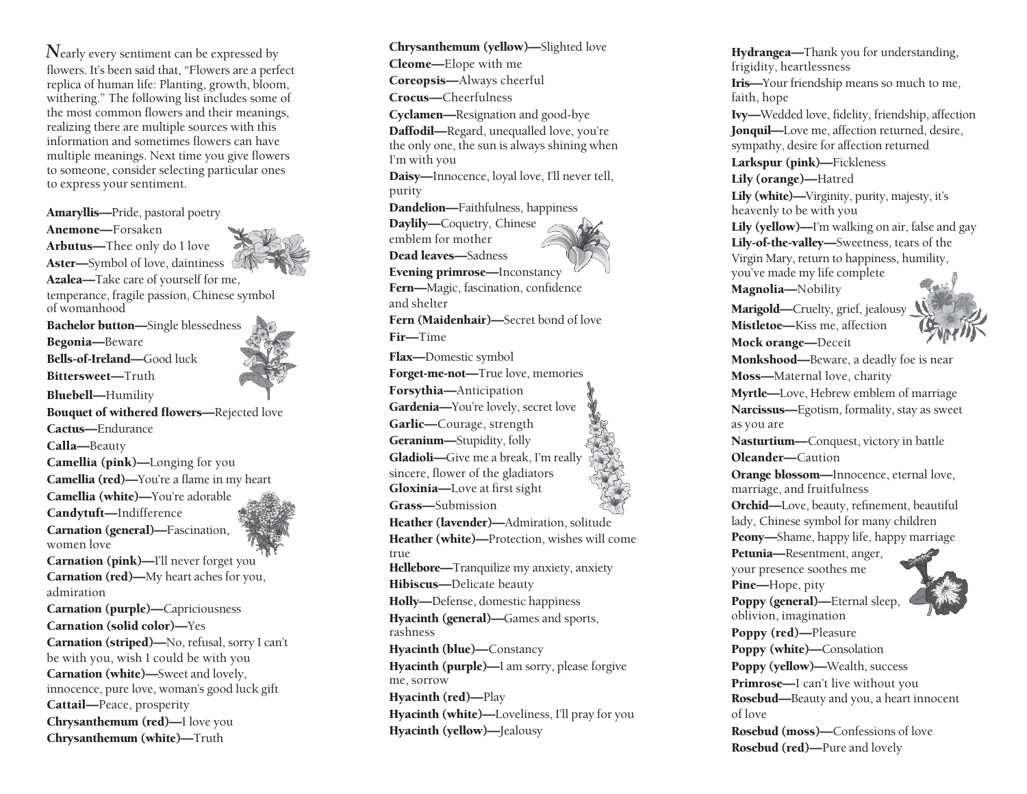*N*early every sentiment can be expressed by flowers. It's been said that, "Flowers are a perfect replica of human life: Planting, growth, bloom, withering." The following list includes some of the most common flowers and their meanings, realizing there are multiple sources with this information and sometimes flowers can have multiple meanings. Next time you give flowers to someone, consider selecting particular ones to express your sentiment.

**Amaryllis—**Pride, pastoral poetry
**Anemone—**Forsaken
**Arbutus—**Thee only do I love
**Aster—**Symbol of love, daintiness
**Azalea—**Take care of yourself for me, temperance, fragile passion, Chinese symbol of womanhood
**Bachelor button—**Single blessedness
**Begonia—**Beware
**Bells-of-Ireland—**Good luck
**Bittersweet—**Truth
**Bluebell—**Humility
**Bouquet of withered flowers—**Rejected love
**Cactus—**Endurance
**Calla—**Beauty
**Camellia (pink)—**Longing for you
**Camellia (red)—**You're a flame in my heart
**Camellia (white)—**You're adorable
**Candytuft—**Indifference
**Carnation (general)—**Fascination, women love
**Carnation (pink)—**I'll never forget you
**Carnation (red)—**My heart aches for you, admiration
**Carnation (purple)—**Capriciousness
**Carnation (solid color)—**Yes
**Carnation (striped)—**No, refusal, sorry I can't be with you, wish I could be with you
**Carnation (white)—**Sweet and lovely, innocence, pure love, woman's good luck gift
**Cattail—**Peace, prosperity
**Chrysanthemum (red)—**I love you
**Chrysanthemum (white)—**Truth
**Chrysanthemum (yellow)—**Slighted love
**Cleome—**Elope with me
**Coreopsis—**Always cheerful
**Crocus—**Cheerfulness
**Cyclamen—**Resignation and good-bye
**Daffodil—**Regard, unequalled love, you're the only one, the sun is always shining when I'm with you
**Daisy—**Innocence, loyal love, I'll never tell, purity
**Dandelion—**Faithfulness, happiness
**Daylily—**Coquetry, Chinese emblem for mother
**Dead leaves—**Sadness
**Evening primrose—**Inconstancy
**Fern—**Magic, fascination, confidence and shelter
**Fern (Maidenhair)—**Secret bond of love
**Fir—**Time
**Flax—**Domestic symbol
**Forget-me-not—**True love, memories
**Forsythia—**Anticipation
**Gardenia—**You're lovely, secret love
**Garlic—**Courage, strength
**Geranium—**Stupidity, folly
**Gladioli—**Give me a break, I'm really sincere, flower of the gladiators
**Gloxinia—**Love at first sight
**Grass—**Submission
**Heather (lavender)—**Admiration, solitude
**Heather (white)—**Protection, wishes will come true
**Hellebore—**Tranquilize my anxiety, anxiety
**Hibiscus—**Delicate beauty
**Holly—**Defense, domestic happiness
**Hyacinth (general)—**Games and sports, rashness
**Hyacinth (blue)—**Constancy
**Hyacinth (purple)—**I am sorry, please forgive me, sorrow
**Hyacinth (red)—**Play
**Hyacinth (white)—**Loveliness, I'll pray for you
**Hyacinth (yellow)—**Jealousy
**Hydrangea—**Thank you for understanding, frigidity, heartlessness
**Iris—**Your friendship means so much to me, faith, hope
**Ivy—**Wedded love, fidelity, friendship, affection
**Jonquil—**Love me, affection returned, desire, sympathy, desire for affection returned
**Larkspur (pink)—**Fickleness
**Lily (orange)—**Hatred
**Lily (white)—**Virginity, purity, majesty, it's heavenly to be with you
**Lily (yellow)—**I'm walking on air, false and gay
**Lily-of-the-valley—**Sweetness, tears of the Virgin Mary, return to happiness, humility, you've made my life complete
**Magnolia—**Nobility
**Marigold—**Cruelty, grief, jealousy
**Mistletoe—**Kiss me, affection
**Mock orange—**Deceit
**Monkshood—**Beware, a deadly foe is near
**Moss—**Maternal love, charity
**Myrtle—**Love, Hebrew emblem of marriage
**Narcissus—**Egotism, formality, stay as sweet as you are
**Nasturtium—**Conquest, victory in battle
**Oleander—**Caution
**Orange blossom—**Innocence, eternal love, marriage, and fruitfulness
**Orchid—**Love, beauty, refinement, beautiful lady, Chinese symbol for many children
**Peony—**Shame, happy life, happy marriage
**Petunia—**Resentment, anger, your presence soothes me
**Pine—**Hope, pity
**Poppy (general)—**Eternal sleep, oblivion, imagination
**Poppy (red)—**Pleasure
**Poppy (white)—**Consolation
**Poppy (yellow)—**Wealth, success
**Primrose—**I can't live without you
**Rosebud—**Beauty and you, a heart innocent of love
**Rosebud (moss)—**Confessions of love
**Rosebud (red)—**Pure and lovely